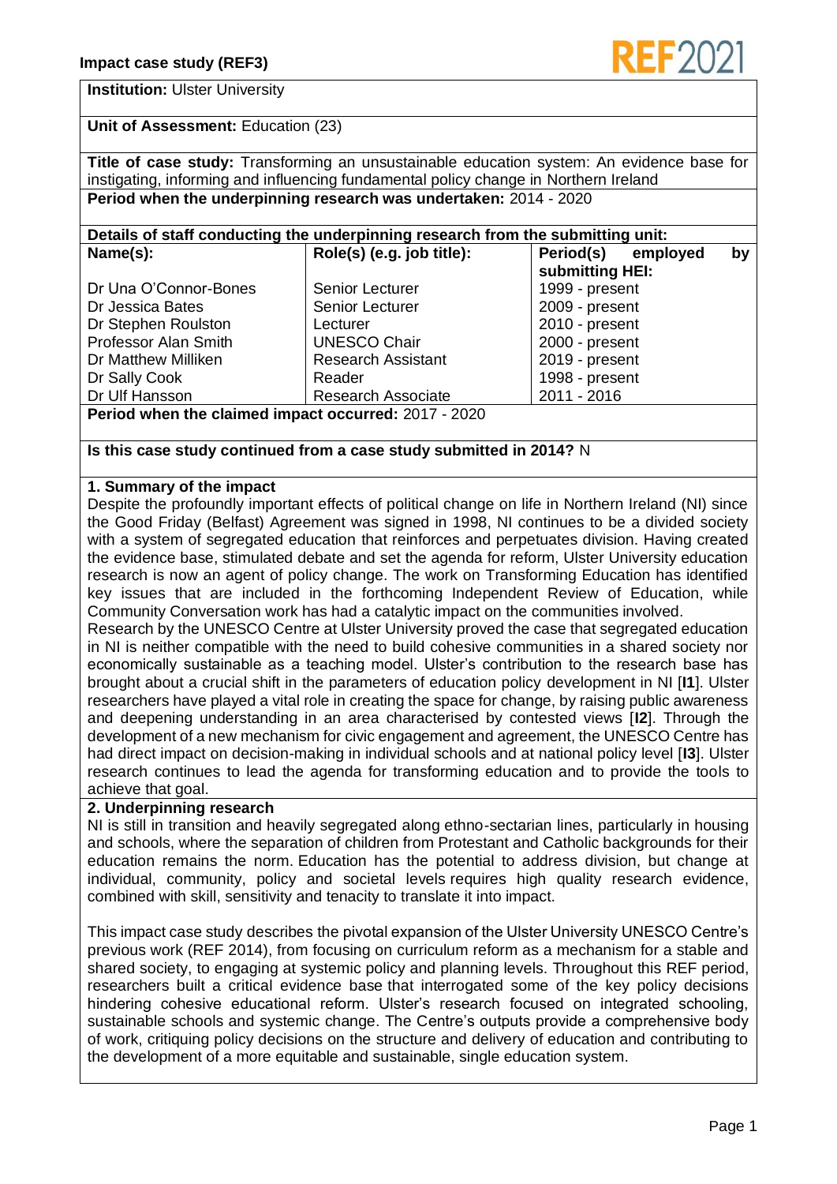**Impact case study (REF3)**

**Institution:** Ulster University

**Unit of Assessment:** Education (23)

**Title of case study:** Transforming an unsustainable education system: An evidence base for instigating, informing and influencing fundamental policy change in Northern Ireland

**Period when the underpinning research was undertaken:** 2014 - 2020

**Details of staff conducting the underpinning research from the submitting unit:**

| Name(s): | Role(s) (e.g. job title): | Period(s) employed by submitting HEI: |
|---|---|---|
| Dr Una O'Connor-Bones | Senior Lecturer | 1999 - present |
| Dr Jessica Bates | Senior Lecturer | 2009 - present |
| Dr Stephen Roulston | Lecturer | 2010 - present |
| Professor Alan Smith | UNESCO Chair | 2000 - present |
| Dr Matthew Milliken | Research Assistant | 2019 - present |
| Dr Sally Cook | Reader | 1998 - present |
| Dr Ulf Hansson | Research Associate | 2011 - 2016 |

**Period when the claimed impact occurred:** 2017 - 2020

**Is this case study continued from a case study submitted in 2014?** N

## 1. Summary of the impact

Despite the profoundly important effects of political change on life in Northern Ireland (NI) since the Good Friday (Belfast) Agreement was signed in 1998, NI continues to be a divided society with a system of segregated education that reinforces and perpetuates division. Having created the evidence base, stimulated debate and set the agenda for reform, Ulster University education research is now an agent of policy change. The work on Transforming Education has identified key issues that are included in the forthcoming Independent Review of Education, while Community Conversation work has had a catalytic impact on the communities involved.

Research by the UNESCO Centre at Ulster University proved the case that segregated education in NI is neither compatible with the need to build cohesive communities in a shared society nor economically sustainable as a teaching model. Ulster's contribution to the research base has brought about a crucial shift in the parameters of education policy development in NI [**I1**]. Ulster researchers have played a vital role in creating the space for change, by raising public awareness and deepening understanding in an area characterised by contested views [**I2**]. Through the development of a new mechanism for civic engagement and agreement, the UNESCO Centre has had direct impact on decision-making in individual schools and at national policy level [**I3**]. Ulster research continues to lead the agenda for transforming education and to provide the tools to achieve that goal.

## 2. Underpinning research

NI is still in transition and heavily segregated along ethno-sectarian lines, particularly in housing and schools, where the separation of children from Protestant and Catholic backgrounds for their education remains the norm. Education has the potential to address division, but change at individual, community, policy and societal levels requires high quality research evidence, combined with skill, sensitivity and tenacity to translate it into impact.

This impact case study describes the pivotal expansion of the Ulster University UNESCO Centre's previous work (REF 2014), from focusing on curriculum reform as a mechanism for a stable and shared society, to engaging at systemic policy and planning levels. Throughout this REF period, researchers built a critical evidence base that interrogated some of the key policy decisions hindering cohesive educational reform. Ulster's research focused on integrated schooling, sustainable schools and systemic change. The Centre's outputs provide a comprehensive body of work, critiquing policy decisions on the structure and delivery of education and contributing to the development of a more equitable and sustainable, single education system.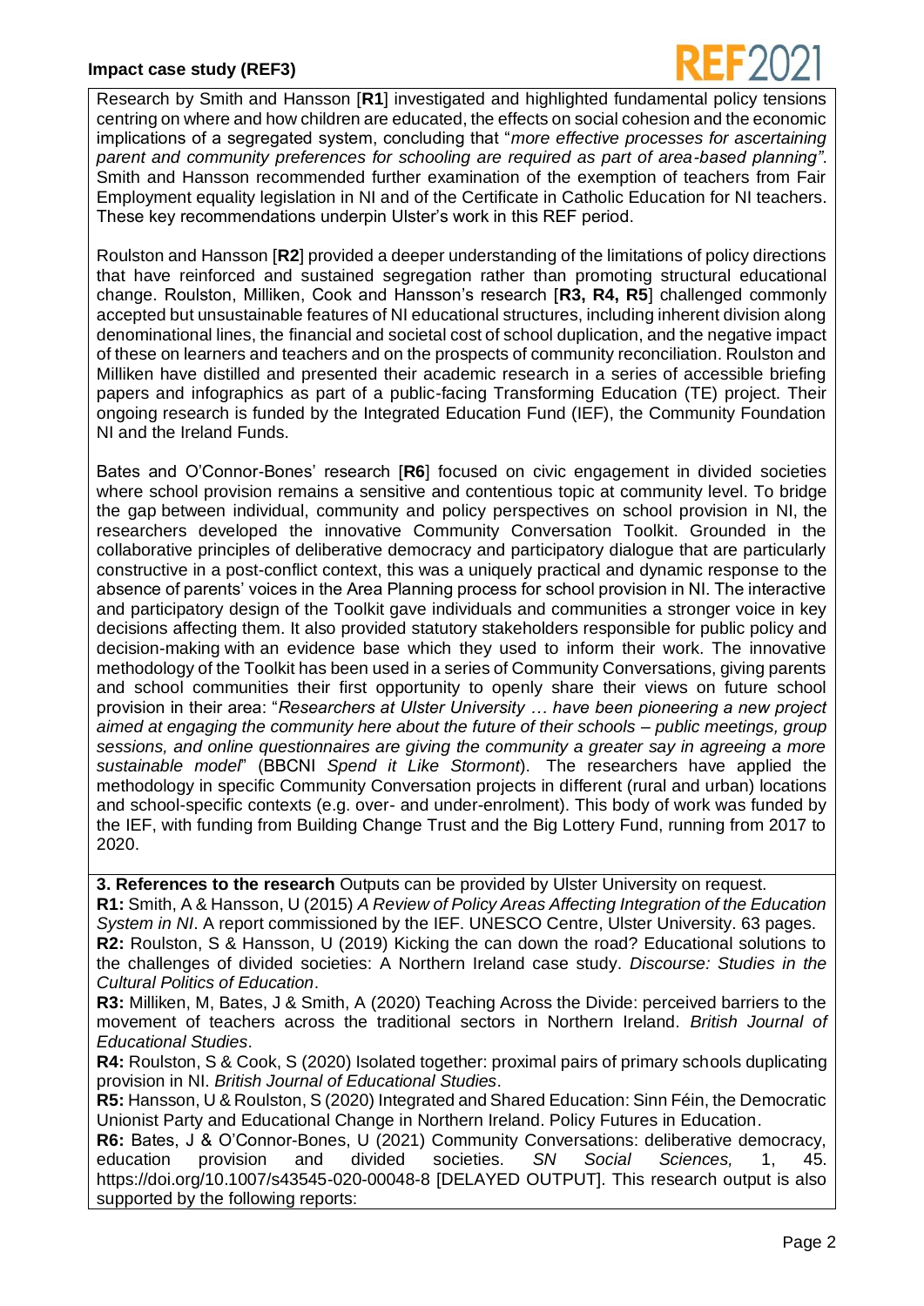Research by Smith and Hansson [**R1**] investigated and highlighted fundamental policy tensions centring on where and how children are educated, the effects on social cohesion and the economic implications of a segregated system, concluding that "*more effective processes for ascertaining parent and community preferences for schooling are required as part of area-based planning"*. Smith and Hansson recommended further examination of the exemption of teachers from Fair Employment equality legislation in NI and of the Certificate in Catholic Education for NI teachers. These key recommendations underpin Ulster's work in this REF period.

Roulston and Hansson [**R2**] provided a deeper understanding of the limitations of policy directions that have reinforced and sustained segregation rather than promoting structural educational change. Roulston, Milliken, Cook and Hansson's research [**R3, R4, R5**] challenged commonly accepted but unsustainable features of NI educational structures, including inherent division along denominational lines, the financial and societal cost of school duplication, and the negative impact of these on learners and teachers and on the prospects of community reconciliation. Roulston and Milliken have distilled and presented their academic research in a series of accessible briefing papers and infographics as part of a public-facing Transforming Education (TE) project. Their ongoing research is funded by the Integrated Education Fund (IEF), the Community Foundation NI and the Ireland Funds.

Bates and O'Connor-Bones' research [**R6**] focused on civic engagement in divided societies where school provision remains a sensitive and contentious topic at community level. To bridge the gap between individual, community and policy perspectives on school provision in NI, the researchers developed the innovative Community Conversation Toolkit. Grounded in the collaborative principles of deliberative democracy and participatory dialogue that are particularly constructive in a post-conflict context, this was a uniquely practical and dynamic response to the absence of parents' voices in the Area Planning process for school provision in NI. The interactive and participatory design of the Toolkit gave individuals and communities a stronger voice in key decisions affecting them. It also provided statutory stakeholders responsible for public policy and decision-making with an evidence base which they used to inform their work. The innovative methodology of the Toolkit has been used in a series of Community Conversations, giving parents and school communities their first opportunity to openly share their views on future school provision in their area: "*Researchers at Ulster University … have been pioneering a new project aimed at engaging the community here about the future of their schools – public meetings, group sessions, and online questionnaires are giving the community a greater say in agreeing a more sustainable model*" (BBCNI *Spend it Like Stormont*). The researchers have applied the methodology in specific Community Conversation projects in different (rural and urban) locations and school-specific contexts (e.g. over- and under-enrolment). This body of work was funded by the IEF, with funding from Building Change Trust and the Big Lottery Fund, running from 2017 to 2020.

**3. References to the research** Outputs can be provided by Ulster University on request.

**R1:** Smith, A & Hansson, U (2015) *A Review of Policy Areas Affecting Integration of the Education System in NI*. A report commissioned by the IEF. UNESCO Centre, Ulster University. 63 pages.

**R2:** Roulston, S & Hansson, U (2019) Kicking the can down the road? Educational solutions to the challenges of divided societies: A Northern Ireland case study. *Discourse: Studies in the Cultural Politics of Education*.

**R3:** Milliken, M, Bates, J & Smith, A (2020) Teaching Across the Divide: perceived barriers to the movement of teachers across the traditional sectors in Northern Ireland. *British Journal of Educational Studies*.

**R4:** Roulston, S & Cook, S (2020) Isolated together: proximal pairs of primary schools duplicating provision in NI. *British Journal of Educational Studies*.

**R5:** Hansson, U & Roulston, S (2020) Integrated and Shared Education: Sinn Féin, the Democratic Unionist Party and Educational Change in Northern Ireland. Policy Futures in Education.

**R6:** Bates, J & O'Connor-Bones, U (2021) Community Conversations: deliberative democracy, education provision and divided societies. *SN Social Sciences,* 1, 45. https://doi.org/10.1007/s43545-020-00048-8 [DELAYED OUTPUT]. This research output is also supported by the following reports: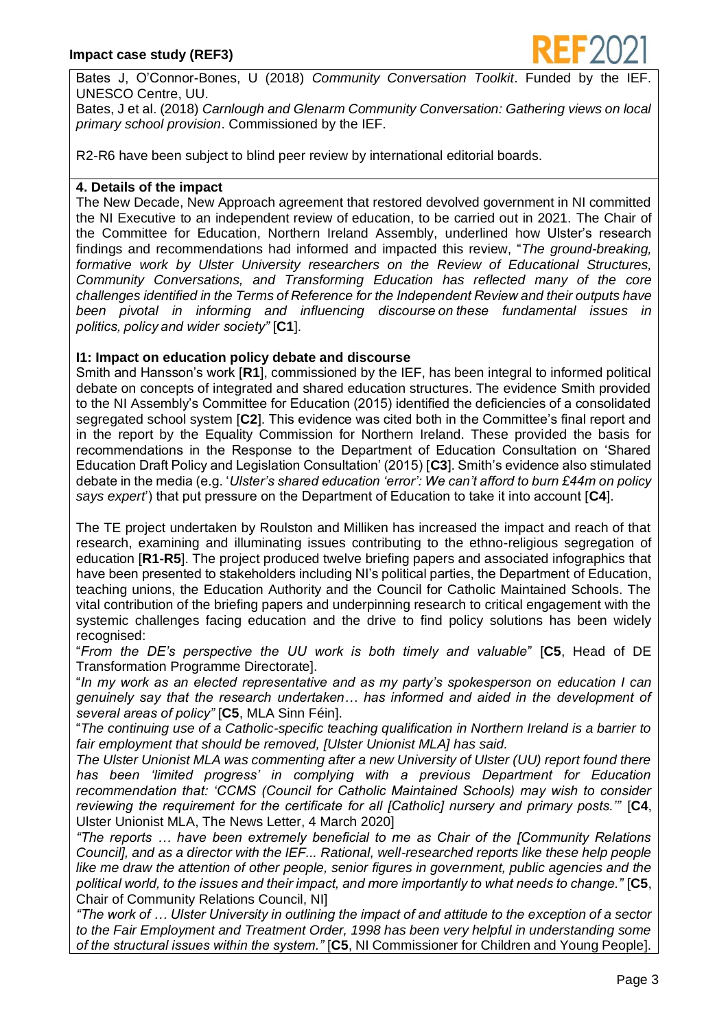Bates J, O'Connor-Bones, U (2018) *Community Conversation Toolkit*. Funded by the IEF. UNESCO Centre, UU.

Bates, J et al. (2018) *Carnlough and Glenarm Community Conversation: Gathering views on local primary school provision*. Commissioned by the IEF.

R2-R6 have been subject to blind peer review by international editorial boards.

## 4. Details of the impact

The New Decade, New Approach agreement that restored devolved government in NI committed the NI Executive to an independent review of education, to be carried out in 2021. The Chair of the Committee for Education, Northern Ireland Assembly, underlined how Ulster's research findings and recommendations had informed and impacted this review, "*The ground-breaking, formative work by Ulster University researchers on the Review of Educational Structures, Community Conversations, and Transforming Education has reflected many of the core challenges identified in the Terms of Reference for the Independent Review and their outputs have been pivotal in informing and influencing discourse on these fundamental issues in politics, policy and wider society"* [**C1**].

### I1: Impact on education policy debate and discourse

Smith and Hansson's work [**R1**], commissioned by the IEF, has been integral to informed political debate on concepts of integrated and shared education structures. The evidence Smith provided to the NI Assembly's Committee for Education (2015) identified the deficiencies of a consolidated segregated school system [**C2**]. This evidence was cited both in the Committee's final report and in the report by the Equality Commission for Northern Ireland. These provided the basis for recommendations in the Response to the Department of Education Consultation on 'Shared Education Draft Policy and Legislation Consultation' (2015) [**C3**]. Smith's evidence also stimulated debate in the media (e.g. '*Ulster's shared education 'error': We can't afford to burn £44m on policy says expert*') that put pressure on the Department of Education to take it into account [**C4**].

The TE project undertaken by Roulston and Milliken has increased the impact and reach of that research, examining and illuminating issues contributing to the ethno-religious segregation of education [**R1-R5**]. The project produced twelve briefing papers and associated infographics that have been presented to stakeholders including NI's political parties, the Department of Education, teaching unions, the Education Authority and the Council for Catholic Maintained Schools. The vital contribution of the briefing papers and underpinning research to critical engagement with the systemic challenges facing education and the drive to find policy solutions has been widely recognised:

"*From the DE's perspective the UU work is both timely and valuable*" [**C5**, Head of DE Transformation Programme Directorate].

"*In my work as an elected representative and as my party's spokesperson on education I can genuinely say that the research undertaken… has informed and aided in the development of several areas of policy"* [**C5**, MLA Sinn Féin].

"*The continuing use of a Catholic-specific teaching qualification in Northern Ireland is a barrier to fair employment that should be removed, [Ulster Unionist MLA] has said.*

*The Ulster Unionist MLA was commenting after a new University of Ulster (UU) report found there has been 'limited progress' in complying with a previous Department for Education recommendation that: 'CCMS (Council for Catholic Maintained Schools) may wish to consider reviewing the requirement for the certificate for all [Catholic] nursery and primary posts.'"* [**C4**, Ulster Unionist MLA, The News Letter, 4 March 2020]

*"The reports … have been extremely beneficial to me as Chair of the [Community Relations Council], and as a director with the IEF... Rational, well-researched reports like these help people like me draw the attention of other people, senior figures in government, public agencies and the political world, to the issues and their impact, and more importantly to what needs to change."* [**C5**, Chair of Community Relations Council, NI]

*"The work of … Ulster University in outlining the impact of and attitude to the exception of a sector to the Fair Employment and Treatment Order, 1998 has been very helpful in understanding some of the structural issues within the system."* [**C5**, NI Commissioner for Children and Young People].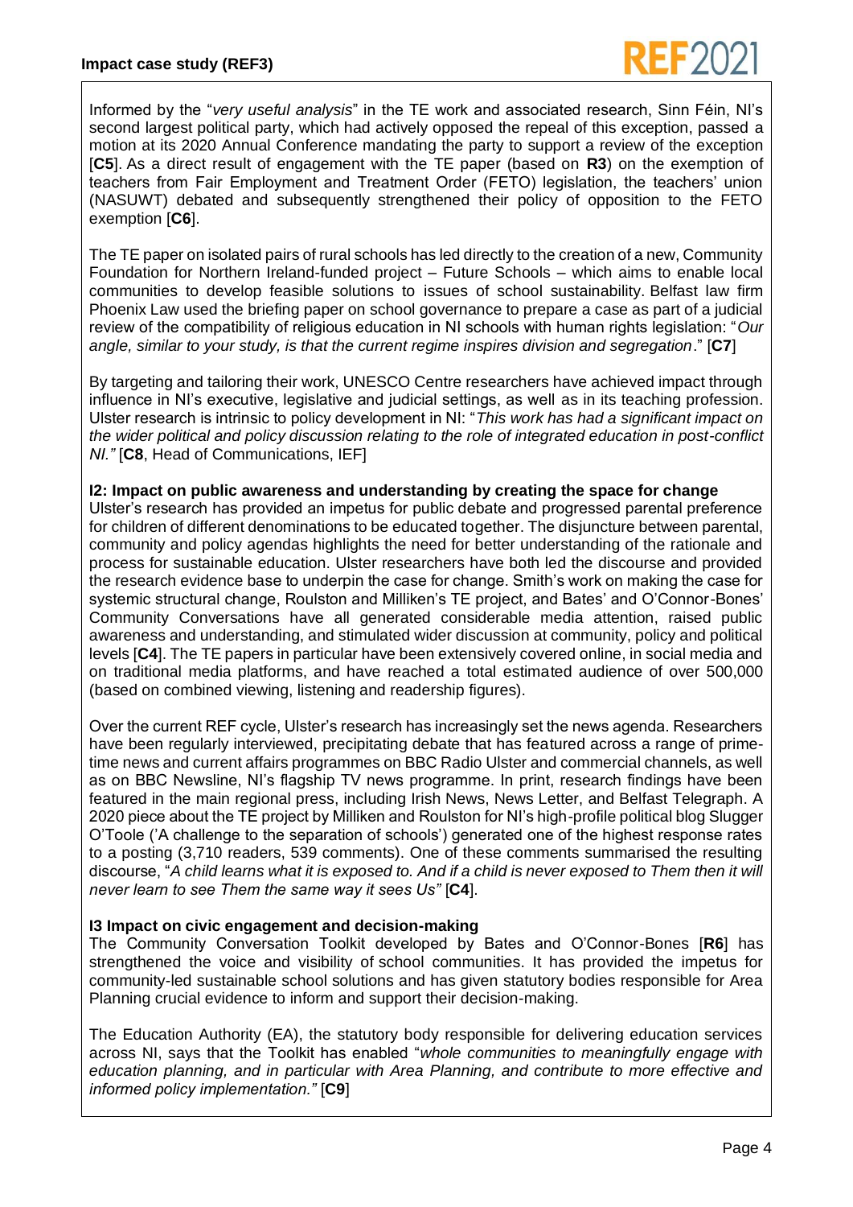Informed by the "*very useful analysis*" in the TE work and associated research, Sinn Féin, NI's second largest political party, which had actively opposed the repeal of this exception, passed a motion at its 2020 Annual Conference mandating the party to support a review of the exception [**C5**]. As a direct result of engagement with the TE paper (based on **R3**) on the exemption of teachers from Fair Employment and Treatment Order (FETO) legislation, the teachers' union (NASUWT) debated and subsequently strengthened their policy of opposition to the FETO exemption [**C6**].

The TE paper on isolated pairs of rural schools has led directly to the creation of a new, Community Foundation for Northern Ireland-funded project – Future Schools – which aims to enable local communities to develop feasible solutions to issues of school sustainability. Belfast law firm Phoenix Law used the briefing paper on school governance to prepare a case as part of a judicial review of the compatibility of religious education in NI schools with human rights legislation: "*Our angle, similar to your study, is that the current regime inspires division and segregation*." [**C7**]

By targeting and tailoring their work, UNESCO Centre researchers have achieved impact through influence in NI's executive, legislative and judicial settings, as well as in its teaching profession. Ulster research is intrinsic to policy development in NI: "*This work has had a significant impact on the wider political and policy discussion relating to the role of integrated education in post-conflict NI.*" [**C8**, Head of Communications, IEF]

**I2: Impact on public awareness and understanding by creating the space for change**

Ulster's research has provided an impetus for public debate and progressed parental preference for children of different denominations to be educated together. The disjuncture between parental, community and policy agendas highlights the need for better understanding of the rationale and process for sustainable education. Ulster researchers have both led the discourse and provided the research evidence base to underpin the case for change. Smith's work on making the case for systemic structural change, Roulston and Milliken's TE project, and Bates' and O'Connor-Bones' Community Conversations have all generated considerable media attention, raised public awareness and understanding, and stimulated wider discussion at community, policy and political levels [**C4**]. The TE papers in particular have been extensively covered online, in social media and on traditional media platforms, and have reached a total estimated audience of over 500,000 (based on combined viewing, listening and readership figures).

Over the current REF cycle, Ulster's research has increasingly set the news agenda. Researchers have been regularly interviewed, precipitating debate that has featured across a range of prime-time news and current affairs programmes on BBC Radio Ulster and commercial channels, as well as on BBC Newsline, NI's flagship TV news programme. In print, research findings have been featured in the main regional press, including Irish News, News Letter, and Belfast Telegraph. A 2020 piece about the TE project by Milliken and Roulston for NI's high-profile political blog Slugger O'Toole ('A challenge to the separation of schools') generated one of the highest response rates to a posting (3,710 readers, 539 comments). One of these comments summarised the resulting discourse, "*A child learns what it is exposed to. And if a child is never exposed to Them then it will never learn to see Them the same way it sees Us*" [**C4**].

**I3 Impact on civic engagement and decision-making**

The Community Conversation Toolkit developed by Bates and O'Connor-Bones [**R6**] has strengthened the voice and visibility of school communities. It has provided the impetus for community-led sustainable school solutions and has given statutory bodies responsible for Area Planning crucial evidence to inform and support their decision-making.

The Education Authority (EA), the statutory body responsible for delivering education services across NI, says that the Toolkit has enabled "*whole communities to meaningfully engage with education planning, and in particular with Area Planning, and contribute to more effective and informed policy implementation.*" [**C9**]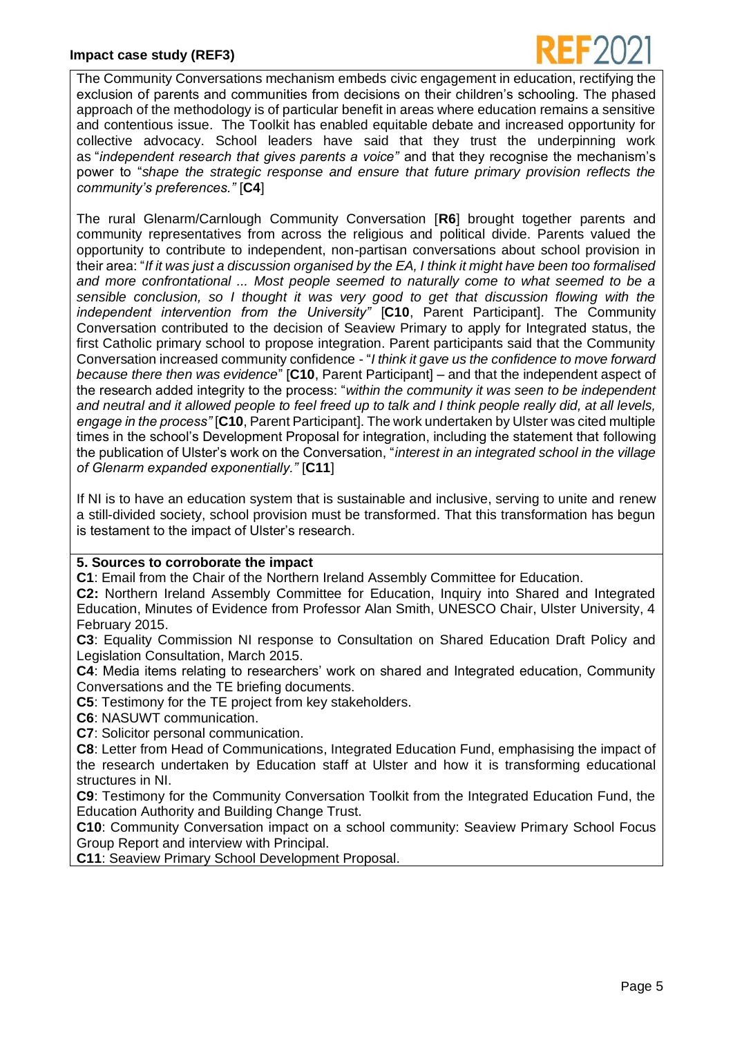The Community Conversations mechanism embeds civic engagement in education, rectifying the exclusion of parents and communities from decisions on their children's schooling. The phased approach of the methodology is of particular benefit in areas where education remains a sensitive and contentious issue. The Toolkit has enabled equitable debate and increased opportunity for collective advocacy. School leaders have said that they trust the underpinning work as "*independent research that gives parents a voice"* and that they recognise the mechanism's power to "*shape the strategic response and ensure that future primary provision reflects the community's preferences."* [**C4**]

The rural Glenarm/Carnlough Community Conversation [**R6**] brought together parents and community representatives from across the religious and political divide. Parents valued the opportunity to contribute to independent, non-partisan conversations about school provision in their area: "*If it was just a discussion organised by the EA, I think it might have been too formalised and more confrontational ... Most people seemed to naturally come to what seemed to be a sensible conclusion, so I thought it was very good to get that discussion flowing with the independent intervention from the University"* [**C10**, Parent Participant]. The Community Conversation contributed to the decision of Seaview Primary to apply for Integrated status, the first Catholic primary school to propose integration. Parent participants said that the Community Conversation increased community confidence - "*I think it gave us the confidence to move forward because there then was evidence*" [**C10**, Parent Participant] – and that the independent aspect of the research added integrity to the process: "*within the community it was seen to be independent and neutral and it allowed people to feel freed up to talk and I think people really did, at all levels, engage in the process"* [**C10**, Parent Participant]. The work undertaken by Ulster was cited multiple times in the school's Development Proposal for integration, including the statement that following the publication of Ulster's work on the Conversation, "*interest in an integrated school in the village of Glenarm expanded exponentially."* [**C11**]

If NI is to have an education system that is sustainable and inclusive, serving to unite and renew a still-divided society, school provision must be transformed. That this transformation has begun is testament to the impact of Ulster's research.

## 5. Sources to corroborate the impact

**C1**: Email from the Chair of the Northern Ireland Assembly Committee for Education.

**C2:** Northern Ireland Assembly Committee for Education, Inquiry into Shared and Integrated Education, Minutes of Evidence from Professor Alan Smith, UNESCO Chair, Ulster University, 4 February 2015.

**C3**: Equality Commission NI response to Consultation on Shared Education Draft Policy and Legislation Consultation, March 2015.

**C4**: Media items relating to researchers' work on shared and Integrated education, Community Conversations and the TE briefing documents.

**C5**: Testimony for the TE project from key stakeholders.

**C6**: NASUWT communication.

**C7**: Solicitor personal communication.

**C8**: Letter from Head of Communications, Integrated Education Fund, emphasising the impact of the research undertaken by Education staff at Ulster and how it is transforming educational structures in NI.

**C9**: Testimony for the Community Conversation Toolkit from the Integrated Education Fund, the Education Authority and Building Change Trust.

**C10**: Community Conversation impact on a school community: Seaview Primary School Focus Group Report and interview with Principal.

**C11**: Seaview Primary School Development Proposal.